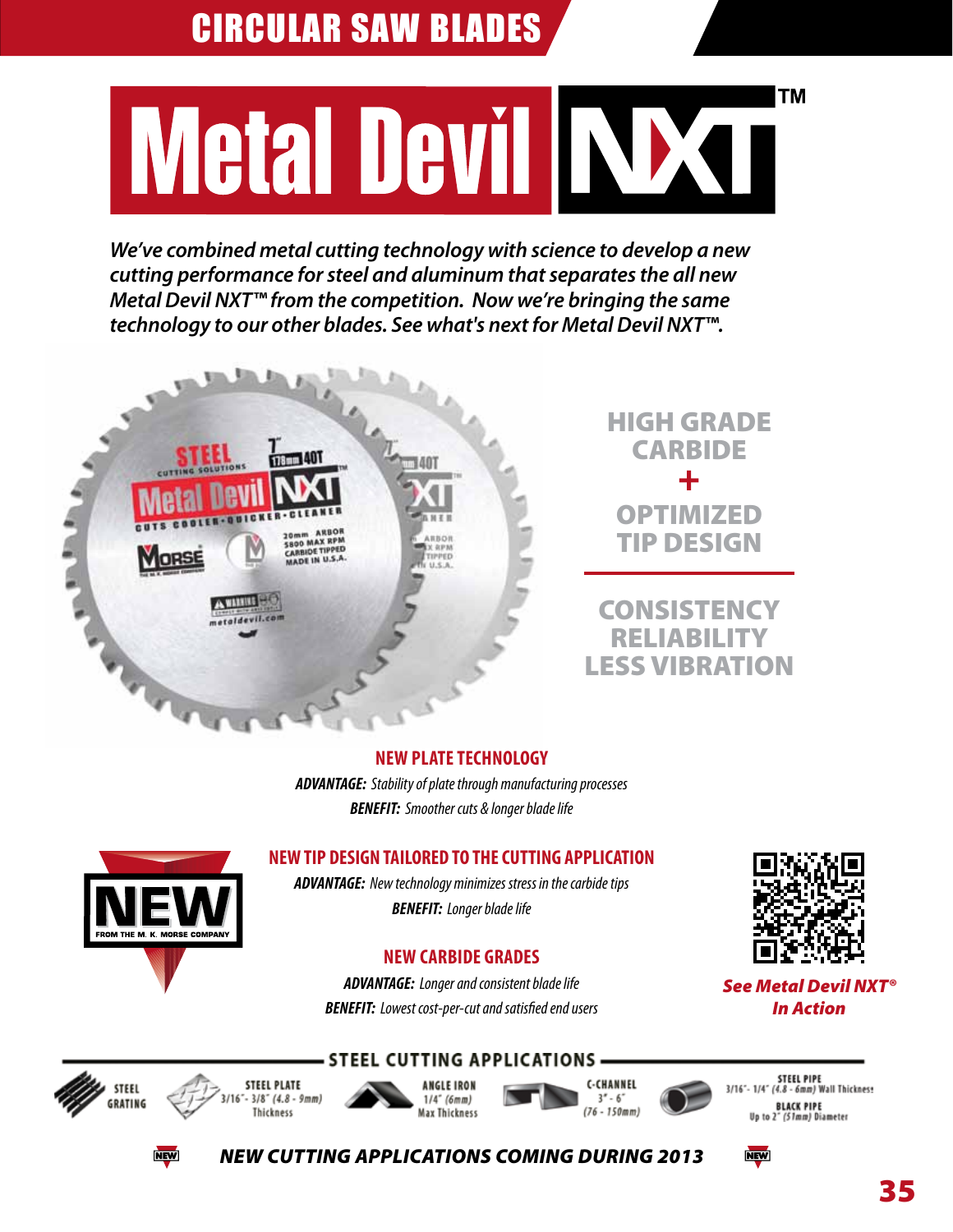# CIRCULAR SAW BLADES

# Metal Devil NXT™

*We've combined metal cutting technology with science to develop a new cutting performance for steel and aluminum that separates the all new Metal Devil NXT™ from the competition. Now we're bringing the same technology to our other blades. See what's next for Metal Devil NXT™.*

**HIGH GRADE CARBIDE**
**+**
**OPTIMIZED TIP DESIGN**

**CONSISTENCY**
**RELIABILITY**
**LESS VIBRATION**

## NEW PLATE TECHNOLOGY

***ADVANTAGE:*** *Stability of plate through manufacturing processes*

***BENEFIT:*** *Smoother cuts & longer blade life*

## NEW TIP DESIGN TAILORED TO THE CUTTING APPLICATION

***ADVANTAGE:*** *New technology minimizes stress in the carbide tips*

***BENEFIT:*** *Longer blade life*

## NEW CARBIDE GRADES

***ADVANTAGE:*** *Longer and consistent blade life*

***BENEFIT:*** *Lowest cost-per-cut and satisfied end users*

NEW FROM THE M. K. MORSE COMPANY

*See Metal Devil NXT® In Action*

## STEEL CUTTING APPLICATIONS

- STEEL GRATING
- STEEL PLATE 3/16" - 3/8" (4.8 - 9mm) Thickness
- ANGLE IRON 1/4" (6mm) Max Thickness
- C-CHANNEL 3" - 6" (76 - 150mm)
- STEEL PIPE 3/16" - 1/4" (4.8 - 6mm) Wall Thickness
- BLACK PIPE Up to 2" (51mm) Diameter

***NEW CUTTING APPLICATIONS COMING DURING 2013***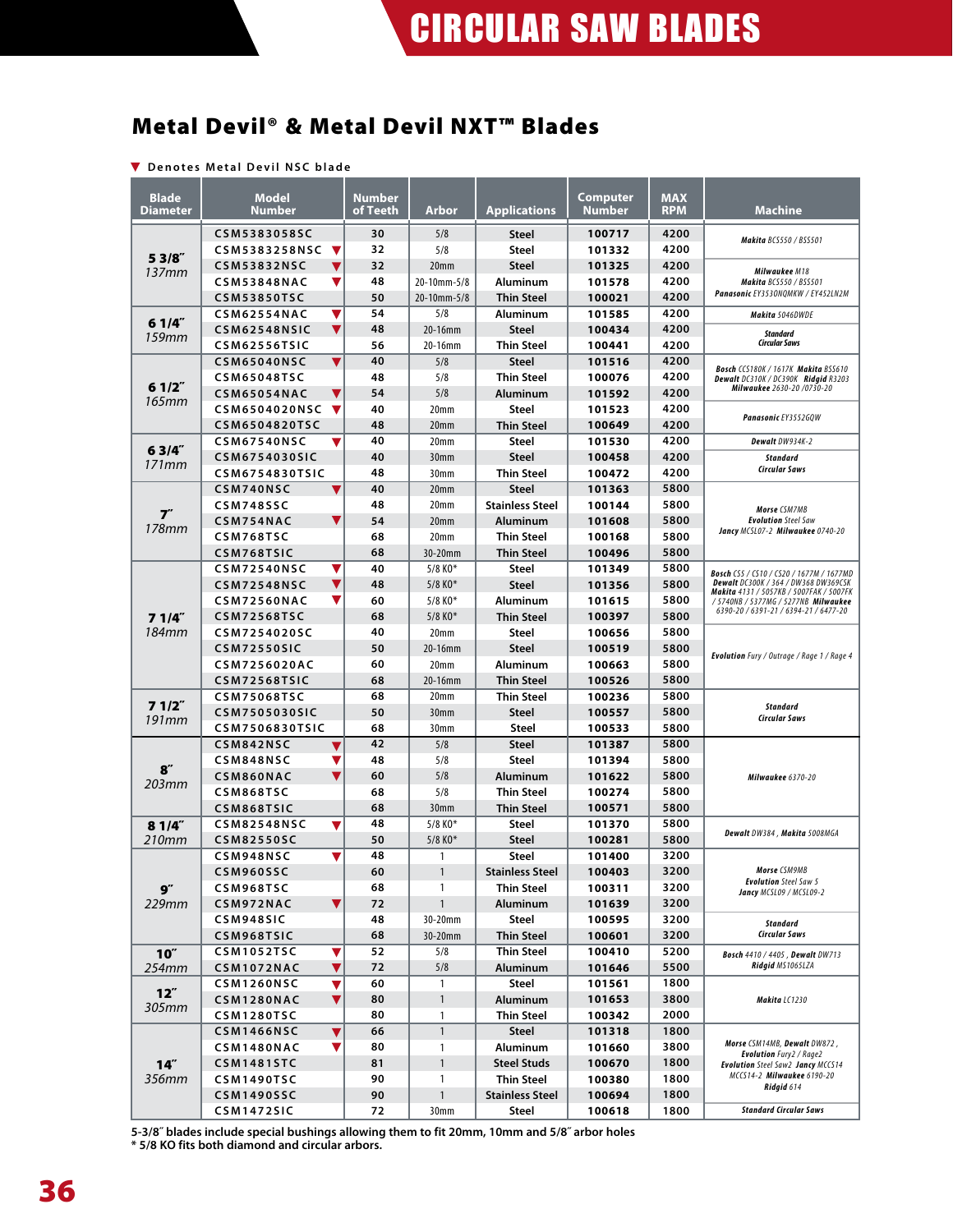# Metal Devil® & Metal Devil NXT™ Blades

▼ Denotes Metal Devil NSC blade

| Blade Diameter | Model Number | Number of Teeth | Arbor | Applications | Computer Number | MAX RPM | Machine |
|---|---|---|---|---|---|---|---|
| 5 3/8″ 137mm | CSM5383058SC | 30 | 5/8 | Steel | 100717 | 4200 | **Makita** BCS550 / BSS501 |
| | CSM5383258NSC ▼ | 32 | 5/8 | Steel | 101332 | 4200 | |
| | CSM53832NSC ▼ | 32 | 20mm | Steel | 101325 | 4200 | **Milwaukee** M18 **Makita** BCS550 / BSS501 **Panasonic** EY3530NQMKW / EY452LN2M |
| | CSM53848NAC ▼ | 48 | 20-10mm-5/8 | Aluminum | 101578 | 4200 | |
| | CSM53850TSC | 50 | 20-10mm-5/8 | Thin Steel | 100021 | 4200 | |
| 6 1/4″ 159mm | CSM62554NAC ▼ | 54 | 5/8 | Aluminum | 101585 | 4200 | **Makita** 5046DWDE |
| | CSM62548NSIC ▼ | 48 | 20-16mm | Steel | 100434 | 4200 | **Standard Circular Saws** |
| | CSM62556TSIC | 56 | 20-16mm | Thin Steel | 100441 | 4200 | |
| 6 1/2″ 165mm | CSM65040NSC ▼ | 40 | 5/8 | Steel | 101516 | 4200 | **Bosch** CCS180K / 1617K **Makita** BSS610 **Dewalt** DC310K / DC390K **Ridgid** R3203 **Milwaukee** 2630-20 /0730-20 |
| | CSM65048TSC | 48 | 5/8 | Thin Steel | 100076 | 4200 | |
| | CSM65054NAC ▼ | 54 | 5/8 | Aluminum | 101592 | 4200 | |
| | CSM6504020NSC ▼ | 40 | 20mm | Steel | 101523 | 4200 | **Panasonic** EY3552GQW |
| | CSM6504820TSC | 48 | 20mm | Thin Steel | 100649 | 4200 | |
| 6 3/4″ 171mm | CSM67540NSC ▼ | 40 | 20mm | Steel | 101530 | 4200 | **Dewalt** DW934K-2 |
| | CSM6754030SIC | 40 | 30mm | Steel | 100458 | 4200 | **Standard Circular Saws** |
| | CSM6754830TSIC | 48 | 30mm | Thin Steel | 100472 | 4200 | |
| 7″ 178mm | CSM740NSC ▼ | 40 | 20mm | Steel | 101363 | 5800 | **Morse** CSM7MB **Evolution** Steel Saw **Jancy** MCSL07-2 **Milwaukee** 0740-20 |
| | CSM748SSC | 48 | 20mm | Stainless Steel | 100144 | 5800 | |
| | CSM754NAC ▼ | 54 | 20mm | Aluminum | 101608 | 5800 | |
| | CSM768TSC | 68 | 20mm | Thin Steel | 100168 | 5800 | |
| | CSM768TSIC | 68 | 30-20mm | Thin Steel | 100496 | 5800 | |
| 7 1/4″ 184mm | CSM72540NSC ▼ | 40 | 5/8 KO* | Steel | 101349 | 5800 | **Bosch** CS5 / CS10 / CS20 / 1677M / 1677MD **Dewalt** DC300K / 364 / DW368 DW369CSK **Makita** 4131 / 5057KB / 5007FAK / 5007FK / 5740NB / 5377MG / 5277NB **Milwaukee** 6390-20 / 6391-21 / 6394-21 / 6477-20 |
| | CSM72548NSC ▼ | 48 | 5/8 KO* | Steel | 101356 | 5800 | |
| | CSM72560NAC ▼ | 60 | 5/8 KO* | Aluminum | 101615 | 5800 | |
| | CSM72568TSC | 68 | 5/8 KO* | Thin Steel | 100397 | 5800 | |
| | CSM7254020SC | 40 | 20mm | Steel | 100656 | 5800 | **Evolution** Fury / Outrage / Rage 1 / Rage 4 |
| | CSM72550SIC | 50 | 20-16mm | Steel | 100519 | 5800 | |
| | CSM7256020AC | 60 | 20mm | Aluminum | 100663 | 5800 | |
| | CSM72568TSIC | 68 | 20-16mm | Thin Steel | 100526 | 5800 | |
| 7 1/2″ 191mm | CSM75068TSC | 68 | 20mm | Thin Steel | 100236 | 5800 | **Standard Circular Saws** |
| | CSM7505030SIC | 50 | 30mm | Steel | 100557 | 5800 | |
| | CSM7506830TSIC | 68 | 30mm | Steel | 100533 | 5800 | |
| 8″ 203mm | CSM842NSC ▼ | 42 | 5/8 | Steel | 101387 | 5800 | **Milwaukee** 6370-20 |
| | CSM848NSC ▼ | 48 | 5/8 | Steel | 101394 | 5800 | |
| | CSM860NAC ▼ | 60 | 5/8 | Aluminum | 101622 | 5800 | |
| | CSM868TSC | 68 | 5/8 | Thin Steel | 100274 | 5800 | |
| | CSM868TSIC | 68 | 30mm | Thin Steel | 100571 | 5800 | |
| 8 1/4″ 210mm | CSM82548NSC ▼ | 48 | 5/8 KO* | Steel | 101370 | 5800 | **Dewalt** DW384 , **Makita** 5008MGA |
| | CSM82550SC | 50 | 5/8 KO* | Steel | 100281 | 5800 | |
| 9″ 229mm | CSM948NSC ▼ | 48 | 1 | Steel | 101400 | 3200 | **Morse** CSM9MB **Evolution** Steel Saw 5 **Jancy** MCSL09 / MCSL09-2 |
| | CSM960SSC | 60 | 1 | Stainless Steel | 100403 | 3200 | |
| | CSM968TSC | 68 | 1 | Thin Steel | 100311 | 3200 | |
| | CSM972NAC ▼ | 72 | 1 | Aluminum | 101639 | 3200 | |
| | CSM948SIC | 48 | 30-20mm | Steel | 100595 | 3200 | **Standard Circular Saws** |
| | CSM968TSIC | 68 | 30-20mm | Thin Steel | 100601 | 3200 | |
| 10″ 254mm | CSM1052TSC ▼ | 52 | 5/8 | Thin Steel | 100410 | 5200 | **Bosch** 4410 / 4405 , **Dewalt** DW713 **Ridgid** MS1065LZA |
| | CSM1072NAC ▼ | 72 | 5/8 | Aluminum | 101646 | 5500 | |
| 12″ 305mm | CSM1260NSC ▼ | 60 | 1 | Steel | 101561 | 1800 | **Makita** LC1230 |
| | CSM1280NAC ▼ | 80 | 1 | Aluminum | 101653 | 3800 | |
| | CSM1280TSC | 80 | 1 | Thin Steel | 100342 | 2000 | |
| 14″ 356mm | CSM1466NSC ▼ | 66 | 1 | Steel | 101318 | 1800 | **Morse** CSM14MB, **Dewalt** DW872 , **Evolution** Fury2 / Rage2 **Evolution** Steel Saw2 **Jancy** MCCS14 MCCS14-2 **Milwaukee** 6190-20 **Ridgid** 614 |
| | CSM1480NAC ▼ | 80 | 1 | Aluminum | 101660 | 3800 | |
| | CSM1481STC | 81 | 1 | Steel Studs | 100670 | 1800 | |
| | CSM1490TSC | 90 | 1 | Thin Steel | 100380 | 1800 | |
| | CSM1490SSC | 90 | 1 | Stainless Steel | 100694 | 1800 | |
| | CSM1472SIC | 72 | 30mm | Steel | 100618 | 1800 | **Standard Circular Saws** |

5-3/8″ blades include special bushings allowing them to fit 20mm, 10mm and 5/8″ arbor holes
* 5/8 KO fits both diamond and circular arbors.